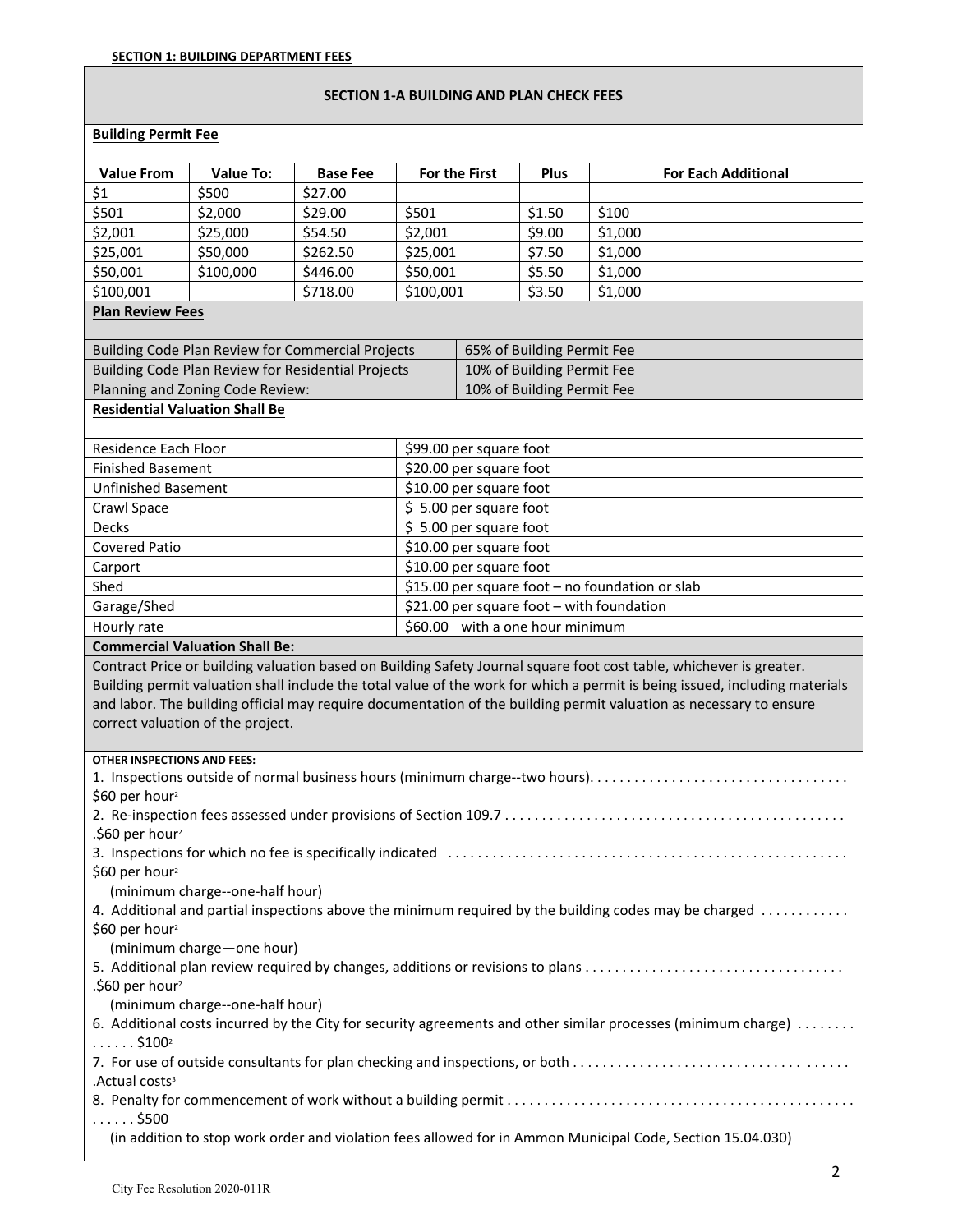**SECTION 1: BUILDING DEPARTMENT FEES**

## SECTION 1-A BUILDING AND PLAN CHECK FEES

**Building Permit Fee**

| Value From | Value To: | Base Fee | For the First | Plus | For Each Additional |
|---|---|---|---|---|---|
| $1 | $500 | $27.00 | | | |
| $501 | $2,000 | $29.00 | $501 | $1.50 | $100 |
| $2,001 | $25,000 | $54.50 | $2,001 | $9.00 | $1,000 |
| $25,001 | $50,000 | $262.50 | $25,001 | $7.50 | $1,000 |
| $50,001 | $100,000 | $446.00 | $50,001 | $5.50 | $1,000 |
| $100,001 | | $718.00 | $100,001 | $3.50 | $1,000 |

**Plan Review Fees**

| | |
|---|---|
| Building Code Plan Review for Commercial Projects | 65% of Building Permit Fee |
| Building Code Plan Review for Residential Projects | 10% of Building Permit Fee |
| Planning and Zoning Code Review: | 10% of Building Permit Fee |

**Residential Valuation Shall Be**

| | |
|---|---|
| Residence Each Floor | $99.00 per square foot |
| Finished Basement | $20.00 per square foot |
| Unfinished Basement | $10.00 per square foot |
| Crawl Space | $ 5.00 per square foot |
| Decks | $ 5.00 per square foot |
| Covered Patio | $10.00 per square foot |
| Carport | $10.00 per square foot |
| Shed | $15.00 per square foot – no foundation or slab |
| Garage/Shed | $21.00 per square foot – with foundation |
| Hourly rate | $60.00 with a one hour minimum |

**Commercial Valuation Shall Be:**

Contract Price or building valuation based on Building Safety Journal square foot cost table, whichever is greater. Building permit valuation shall include the total value of the work for which a permit is being issued, including materials and labor. The building official may require documentation of the building permit valuation as necessary to ensure correct valuation of the project.

**OTHER INSPECTIONS AND FEES:**

1. Inspections outside of normal business hours (minimum charge--two hours). . . . . . . . . . . . . . . . . . . . . . . . . . . . . . . . . . . . $60 per hour[2]
2. Re-inspection fees assessed under provisions of Section 109.7 . . . . . . . . . . . . . . . . . . . . . . . . . . . . . . . . . . . . . . . . . . . . .$60 per hour[2]
3. Inspections for which no fee is specifically indicated . . . . . . . . . . . . . . . . . . . . . . . . . . . . . . . . . . . . . . . . . . . . . . . . . . . . $60 per hour[2]
   (minimum charge--one-half hour)
4. Additional and partial inspections above the minimum required by the building codes may be charged . . . . . . . . . . . . $60 per hour[2]
   (minimum charge—one hour)
5. Additional plan review required by changes, additions or revisions to plans . . . . . . . . . . . . . . . . . . . . . . . . . . . . . . . . . . .$60 per hour[2]
   (minimum charge--one-half hour)
6. Additional costs incurred by the City for security agreements and other similar processes (minimum charge) . . . . . . . . . . . . . . $100[2]
7. For use of outside consultants for plan checking and inspections, or both . . . . . . . . . . . . . . . . . . . . . . . . . . . . . . . . . . . . . . . .Actual costs[3]
8. Penalty for commencement of work without a building permit . . . . . . . . . . . . . . . . . . . . . . . . . . . . . . . . . . . . . . . . . . . . . . . . . . . . $500
   (in addition to stop work order and violation fees allowed for in Ammon Municipal Code, Section 15.04.030)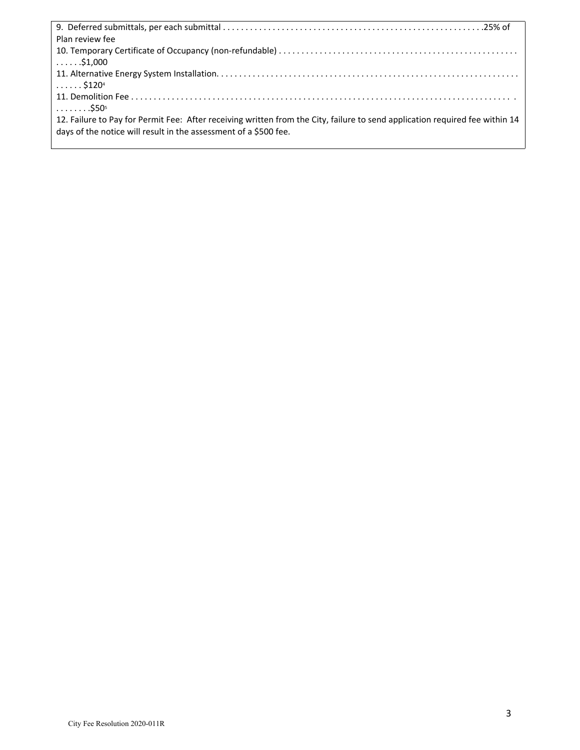9. Deferred submittals, per each submittal . . . . . . . . . . . . . . . . . . . . . . . . . . . . . . . . . . . . . . . . . . . . . . . . . . . . . . . . .25% of Plan review fee

10. Temporary Certificate of Occupancy (non-refundable) . . . . . . . . . . . . . . . . . . . . . . . . . . . . . . . . . . . . . . . . . . . . . . . . . . . . . . . . .$1,000

11. Alternative Energy System Installation. . . . . . . . . . . . . . . . . . . . . . . . . . . . . . . . . . . . . . . . . . . . . . . . . . . . . . . . . . . . . . . . . . . . . . $120[4]

11. Demolition Fee . . . . . . . . . . . . . . . . . . . . . . . . . . . . . . . . . . . . . . . . . . . . . . . . . . . . . . . . . . . . . . . . . . . . . . . . . . . . . . . . . . . . . .$50[5]

12. Failure to Pay for Permit Fee: After receiving written from the City, failure to send application required fee within 14 days of the notice will result in the assessment of a $500 fee.

City Fee Resolution 2020-011R